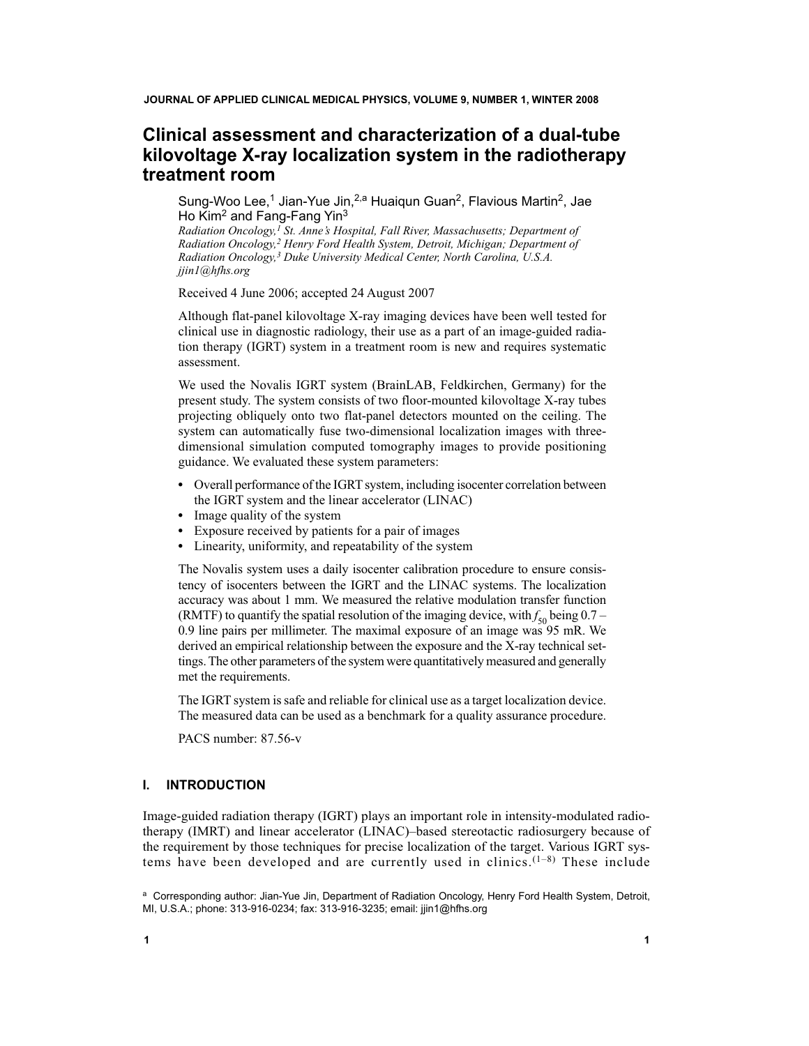# Clinical assessment and characterization of a dual-tube kilovoltage X-ray localization system in the radiotherapy treatment room

Sung-Woo Lee,[1] Jian-Yue Jin,[2,a] Huaiqun Guan[2], Flavious Martin[2], Jae Ho Kim[2] and Fang-Fang Yin[3]

*Radiation Oncology,[1] St. Anne's Hospital, Fall River, Massachusetts; Department of Radiation Oncology,[2] Henry Ford Health System, Detroit, Michigan; Department of Radiation Oncology,[3] Duke University Medical Center, North Carolina, U.S.A. jjin1@hfhs.org*

Received 4 June 2006; accepted 24 August 2007

Although flat-panel kilovoltage X-ray imaging devices have been well tested for clinical use in diagnostic radiology, their use as a part of an image-guided radiation therapy (IGRT) system in a treatment room is new and requires systematic assessment.

We used the Novalis IGRT system (BrainLAB, Feldkirchen, Germany) for the present study. The system consists of two floor-mounted kilovoltage X-ray tubes projecting obliquely onto two flat-panel detectors mounted on the ceiling. The system can automatically fuse two-dimensional localization images with three-dimensional simulation computed tomography images to provide positioning guidance. We evaluated these system parameters:

- Overall performance of the IGRT system, including isocenter correlation between the IGRT system and the linear accelerator (LINAC)
- Image quality of the system
- Exposure received by patients for a pair of images
- Linearity, uniformity, and repeatability of the system

The Novalis system uses a daily isocenter calibration procedure to ensure consistency of isocenters between the IGRT and the LINAC systems. The localization accuracy was about 1 mm. We measured the relative modulation transfer function (RMTF) to quantify the spatial resolution of the imaging device, with $f_{50}$ being 0.7 – 0.9 line pairs per millimeter. The maximal exposure of an image was 95 mR. We derived an empirical relationship between the exposure and the X-ray technical settings. The other parameters of the system were quantitatively measured and generally met the requirements.

The IGRT system is safe and reliable for clinical use as a target localization device. The measured data can be used as a benchmark for a quality assurance procedure.

PACS number: 87.56-v

## I. INTRODUCTION

Image-guided radiation therapy (IGRT) plays an important role in intensity-modulated radiotherapy (IMRT) and linear accelerator (LINAC)–based stereotactic radiosurgery because of the requirement by those techniques for precise localization of the target. Various IGRT systems have been developed and are currently used in clinics.[1–8] These include

[a] Corresponding author: Jian-Yue Jin, Department of Radiation Oncology, Henry Ford Health System, Detroit, MI, U.S.A.; phone: 313-916-0234; fax: 313-916-3235; email: jjin1@hfhs.org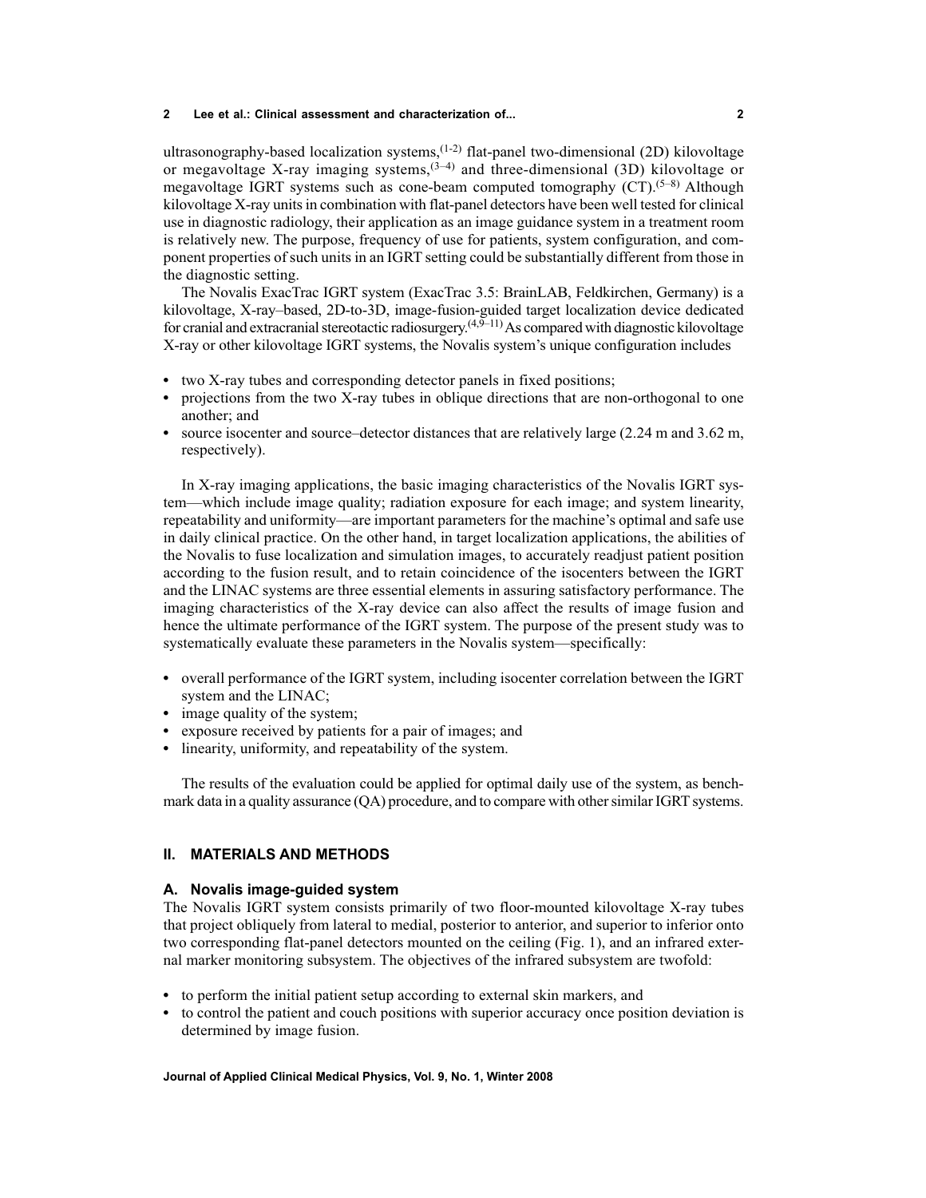ultrasonography-based localization systems,[1-2] flat-panel two-dimensional (2D) kilovoltage or megavoltage X-ray imaging systems,[3–4] and three-dimensional (3D) kilovoltage or megavoltage IGRT systems such as cone-beam computed tomography (CT).[5–8] Although kilovoltage X-ray units in combination with flat-panel detectors have been well tested for clinical use in diagnostic radiology, their application as an image guidance system in a treatment room is relatively new. The purpose, frequency of use for patients, system configuration, and component properties of such units in an IGRT setting could be substantially different from those in the diagnostic setting.

The Novalis ExacTrac IGRT system (ExacTrac 3.5: BrainLAB, Feldkirchen, Germany) is a kilovoltage, X-ray–based, 2D-to-3D, image-fusion-guided target localization device dedicated for cranial and extracranial stereotactic radiosurgery.[4,9–11] As compared with diagnostic kilovoltage X-ray or other kilovoltage IGRT systems, the Novalis system's unique configuration includes

- two X-ray tubes and corresponding detector panels in fixed positions;
- projections from the two X-ray tubes in oblique directions that are non-orthogonal to one another; and
- source isocenter and source–detector distances that are relatively large (2.24 m and 3.62 m, respectively).

In X-ray imaging applications, the basic imaging characteristics of the Novalis IGRT system—which include image quality; radiation exposure for each image; and system linearity, repeatability and uniformity—are important parameters for the machine's optimal and safe use in daily clinical practice. On the other hand, in target localization applications, the abilities of the Novalis to fuse localization and simulation images, to accurately readjust patient position according to the fusion result, and to retain coincidence of the isocenters between the IGRT and the LINAC systems are three essential elements in assuring satisfactory performance. The imaging characteristics of the X-ray device can also affect the results of image fusion and hence the ultimate performance of the IGRT system. The purpose of the present study was to systematically evaluate these parameters in the Novalis system—specifically:

- overall performance of the IGRT system, including isocenter correlation between the IGRT system and the LINAC;
- image quality of the system;
- exposure received by patients for a pair of images; and
- linearity, uniformity, and repeatability of the system.

The results of the evaluation could be applied for optimal daily use of the system, as benchmark data in a quality assurance (QA) procedure, and to compare with other similar IGRT systems.

## II. MATERIALS AND METHODS

### A. Novalis image-guided system

The Novalis IGRT system consists primarily of two floor-mounted kilovoltage X-ray tubes that project obliquely from lateral to medial, posterior to anterior, and superior to inferior onto two corresponding flat-panel detectors mounted on the ceiling (Fig. 1), and an infrared external marker monitoring subsystem. The objectives of the infrared subsystem are twofold:

- to perform the initial patient setup according to external skin markers, and
- to control the patient and couch positions with superior accuracy once position deviation is determined by image fusion.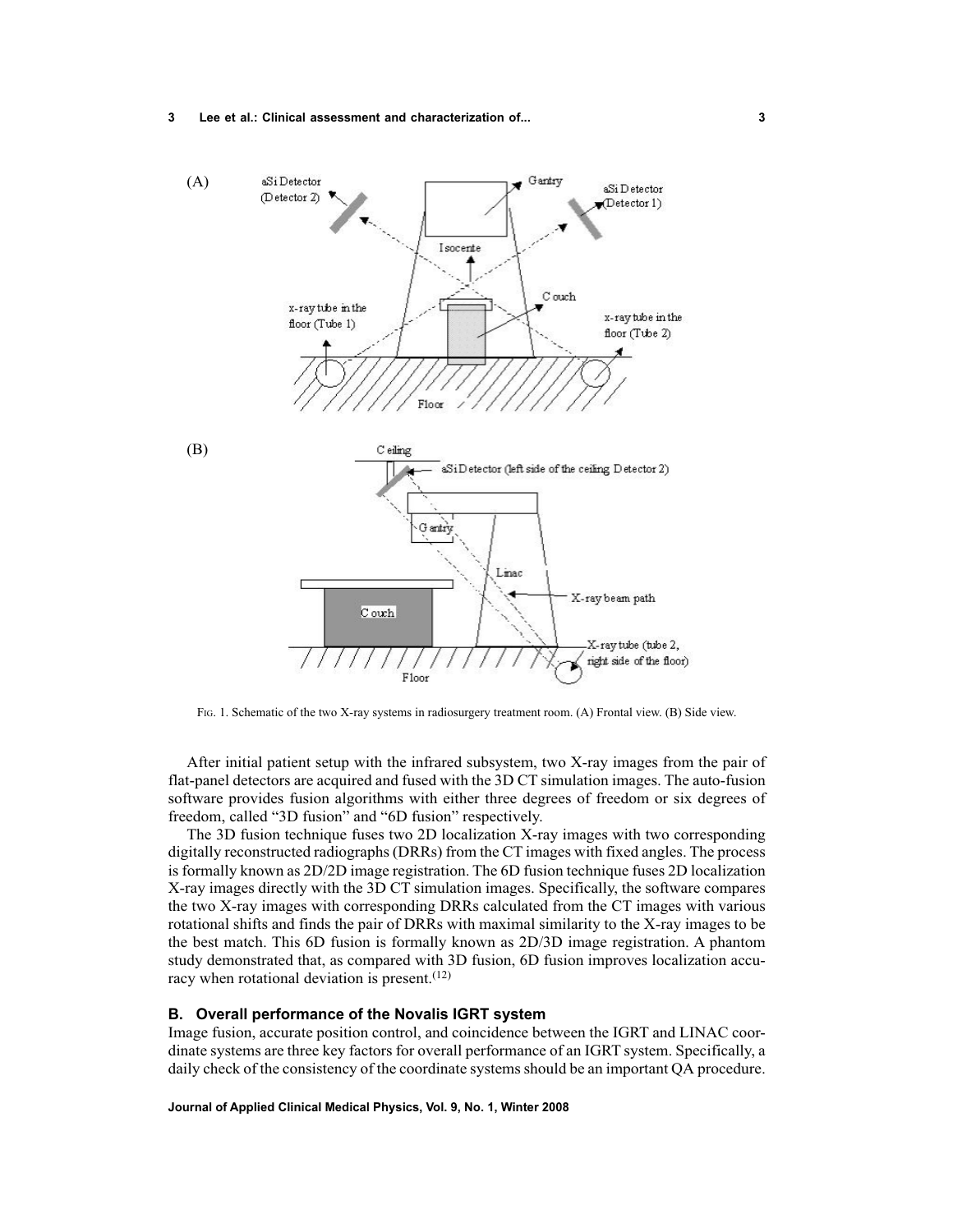FIG. 1. Schematic of the two X-ray systems in radiosurgery treatment room. (A) Frontal view. (B) Side view.

After initial patient setup with the infrared subsystem, two X-ray images from the pair of flat-panel detectors are acquired and fused with the 3D CT simulation images. The auto-fusion software provides fusion algorithms with either three degrees of freedom or six degrees of freedom, called "3D fusion" and "6D fusion" respectively.

The 3D fusion technique fuses two 2D localization X-ray images with two corresponding digitally reconstructed radiographs (DRRs) from the CT images with fixed angles. The process is formally known as 2D/2D image registration. The 6D fusion technique fuses 2D localization X-ray images directly with the 3D CT simulation images. Specifically, the software compares the two X-ray images with corresponding DRRs calculated from the CT images with various rotational shifts and finds the pair of DRRs with maximal similarity to the X-ray images to be the best match. This 6D fusion is formally known as 2D/3D image registration. A phantom study demonstrated that, as compared with 3D fusion, 6D fusion improves localization accuracy when rotational deviation is present.[12]

### B. Overall performance of the Novalis IGRT system

Image fusion, accurate position control, and coincidence between the IGRT and LINAC coordinate systems are three key factors for overall performance of an IGRT system. Specifically, a daily check of the consistency of the coordinate systems should be an important QA procedure.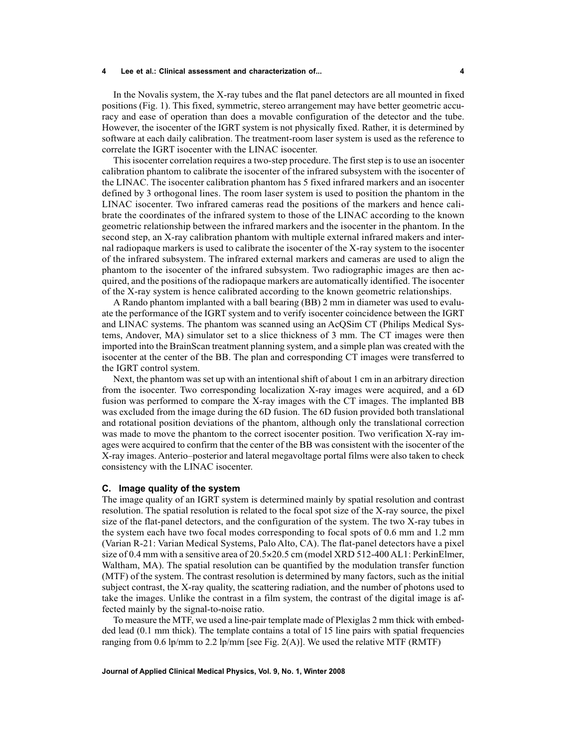In the Novalis system, the X-ray tubes and the flat panel detectors are all mounted in fixed positions (Fig. 1). This fixed, symmetric, stereo arrangement may have better geometric accuracy and ease of operation than does a movable configuration of the detector and the tube. However, the isocenter of the IGRT system is not physically fixed. Rather, it is determined by software at each daily calibration. The treatment-room laser system is used as the reference to correlate the IGRT isocenter with the LINAC isocenter.

This isocenter correlation requires a two-step procedure. The first step is to use an isocenter calibration phantom to calibrate the isocenter of the infrared subsystem with the isocenter of the LINAC. The isocenter calibration phantom has 5 fixed infrared markers and an isocenter defined by 3 orthogonal lines. The room laser system is used to position the phantom in the LINAC isocenter. Two infrared cameras read the positions of the markers and hence calibrate the coordinates of the infrared system to those of the LINAC according to the known geometric relationship between the infrared markers and the isocenter in the phantom. In the second step, an X-ray calibration phantom with multiple external infrared makers and internal radiopaque markers is used to calibrate the isocenter of the X-ray system to the isocenter of the infrared subsystem. The infrared external markers and cameras are used to align the phantom to the isocenter of the infrared subsystem. Two radiographic images are then acquired, and the positions of the radiopaque markers are automatically identified. The isocenter of the X-ray system is hence calibrated according to the known geometric relationships.

A Rando phantom implanted with a ball bearing (BB) 2 mm in diameter was used to evaluate the performance of the IGRT system and to verify isocenter coincidence between the IGRT and LINAC systems. The phantom was scanned using an AcQSim CT (Philips Medical Systems, Andover, MA) simulator set to a slice thickness of 3 mm. The CT images were then imported into the BrainScan treatment planning system, and a simple plan was created with the isocenter at the center of the BB. The plan and corresponding CT images were transferred to the IGRT control system.

Next, the phantom was set up with an intentional shift of about 1 cm in an arbitrary direction from the isocenter. Two corresponding localization X-ray images were acquired, and a 6D fusion was performed to compare the X-ray images with the CT images. The implanted BB was excluded from the image during the 6D fusion. The 6D fusion provided both translational and rotational position deviations of the phantom, although only the translational correction was made to move the phantom to the correct isocenter position. Two verification X-ray images were acquired to confirm that the center of the BB was consistent with the isocenter of the X-ray images. Anterio–posterior and lateral megavoltage portal films were also taken to check consistency with the LINAC isocenter.

### C. Image quality of the system

The image quality of an IGRT system is determined mainly by spatial resolution and contrast resolution. The spatial resolution is related to the focal spot size of the X-ray source, the pixel size of the flat-panel detectors, and the configuration of the system. The two X-ray tubes in the system each have two focal modes corresponding to focal spots of 0.6 mm and 1.2 mm (Varian R-21: Varian Medical Systems, Palo Alto, CA). The flat-panel detectors have a pixel size of 0.4 mm with a sensitive area of 20.5×20.5 cm (model XRD 512-400 AL1: PerkinElmer, Waltham, MA). The spatial resolution can be quantified by the modulation transfer function (MTF) of the system. The contrast resolution is determined by many factors, such as the initial subject contrast, the X-ray quality, the scattering radiation, and the number of photons used to take the images. Unlike the contrast in a film system, the contrast of the digital image is affected mainly by the signal-to-noise ratio.

To measure the MTF, we used a line-pair template made of Plexiglas 2 mm thick with embedded lead (0.1 mm thick). The template contains a total of 15 line pairs with spatial frequencies ranging from 0.6 lp/mm to 2.2 lp/mm [see Fig. 2(A)]. We used the relative MTF (RMTF)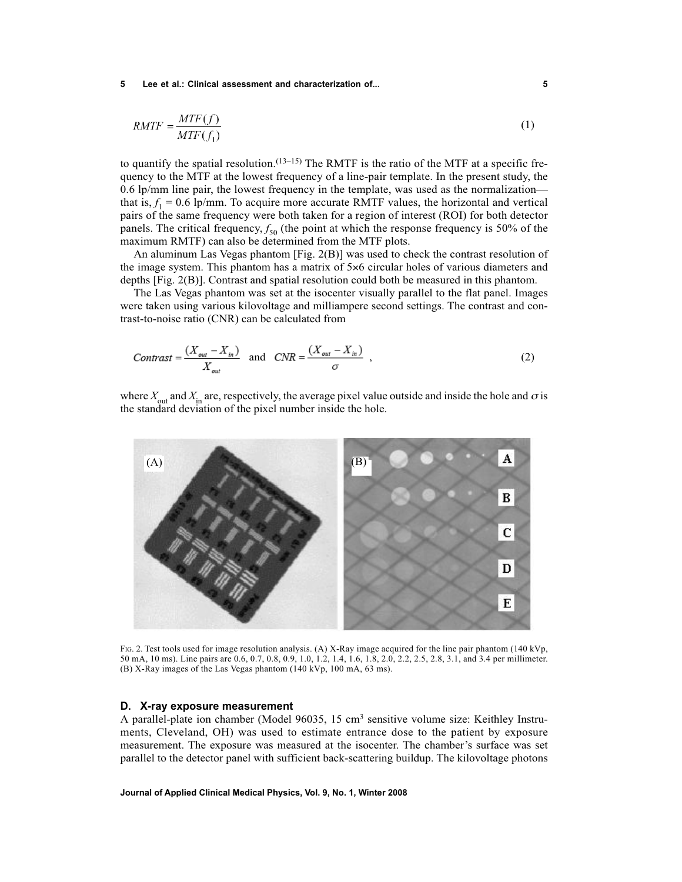$$RMTF = \frac{MTF(f)}{MTF(f_1)} \tag{1}$$

to quantify the spatial resolution.[13–15] The RMTF is the ratio of the MTF at a specific frequency to the MTF at the lowest frequency of a line-pair template. In the present study, the 0.6 lp/mm line pair, the lowest frequency in the template, was used as the normalization—that is, $f_1$ = 0.6 lp/mm. To acquire more accurate RMTF values, the horizontal and vertical pairs of the same frequency were both taken for a region of interest (ROI) for both detector panels. The critical frequency, $f_{50}$ (the point at which the response frequency is 50% of the maximum RMTF) can also be determined from the MTF plots.

An aluminum Las Vegas phantom [Fig. 2(B)] was used to check the contrast resolution of the image system. This phantom has a matrix of 5×6 circular holes of various diameters and depths [Fig. 2(B)]. Contrast and spatial resolution could both be measured in this phantom.

The Las Vegas phantom was set at the isocenter visually parallel to the flat panel. Images were taken using various kilovoltage and milliampere second settings. The contrast and contrast-to-noise ratio (CNR) can be calculated from

$$Contrast = \frac{(X_{out} - X_{in})}{X_{out}} \quad \text{and} \quad CNR = \frac{(X_{out} - X_{in})}{\sigma} \,, \tag{2}$$

where $X_{out}$ and $X_{in}$ are, respectively, the average pixel value outside and inside the hole and $\sigma$ is the standard deviation of the pixel number inside the hole.

Fig. 2. Test tools used for image resolution analysis. (A) X-Ray image acquired for the line pair phantom (140 kVp, 50 mA, 10 ms). Line pairs are 0.6, 0.7, 0.8, 0.9, 1.0, 1.2, 1.4, 1.6, 1.8, 2.0, 2.2, 2.5, 2.8, 3.1, and 3.4 per millimeter. (B) X-Ray images of the Las Vegas phantom (140 kVp, 100 mA, 63 ms).

### D. X-ray exposure measurement

A parallel-plate ion chamber (Model 96035, 15 cm$^3$ sensitive volume size: Keithley Instruments, Cleveland, OH) was used to estimate entrance dose to the patient by exposure measurement. The exposure was measured at the isocenter. The chamber's surface was set parallel to the detector panel with sufficient back-scattering buildup. The kilovoltage photons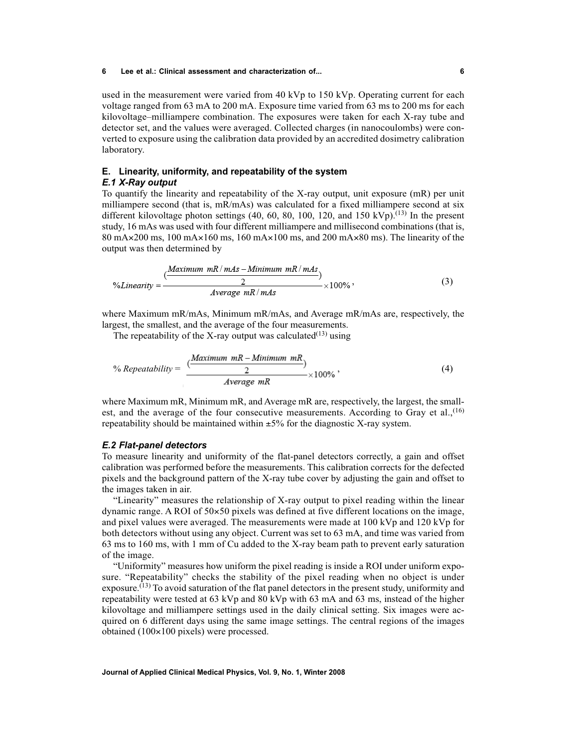used in the measurement were varied from 40 kVp to 150 kVp. Operating current for each voltage ranged from 63 mA to 200 mA. Exposure time varied from 63 ms to 200 ms for each kilovoltage–milliampere combination. The exposures were taken for each X-ray tube and detector set, and the values were averaged. Collected charges (in nanocoulombs) were converted to exposure using the calibration data provided by an accredited dosimetry calibration laboratory.

## E. Linearity, uniformity, and repeatability of the system

### *E.1 X-Ray output*

To quantify the linearity and repeatability of the X-ray output, unit exposure (mR) per unit milliampere second (that is, mR/mAs) was calculated for a fixed milliampere second at six different kilovoltage photon settings (40, 60, 80, 100, 120, and 150 kVp).[13] In the present study, 16 mAs was used with four different milliampere and millisecond combinations (that is, 80 mA×200 ms, 100 mA×160 ms, 160 mA×100 ms, and 200 mA×80 ms). The linearity of the output was then determined by

$$\%Linearity = \frac{\left(\frac{Maximum\ mR/mAs - Minimum\ mR/mAs}{2}\right)}{Average\ mR/mAs} \times 100\%, \tag{3}$$

where Maximum mR/mAs, Minimum mR/mAs, and Average mR/mAs are, respectively, the largest, the smallest, and the average of the four measurements.

The repeatability of the X-ray output was calculated[13] using

$$\%\ Repeatability = \frac{\left(\frac{Maximum\ mR - Minimum\ mR}{2}\right)}{Average\ mR} \times 100\%, \tag{4}$$

where Maximum mR, Minimum mR, and Average mR are, respectively, the largest, the smallest, and the average of the four consecutive measurements. According to Gray et al.,[16] repeatability should be maintained within ±5% for the diagnostic X-ray system.

### *E.2 Flat-panel detectors*

To measure linearity and uniformity of the flat-panel detectors correctly, a gain and offset calibration was performed before the measurements. This calibration corrects for the defected pixels and the background pattern of the X-ray tube cover by adjusting the gain and offset to the images taken in air.

"Linearity" measures the relationship of X-ray output to pixel reading within the linear dynamic range. A ROI of 50×50 pixels was defined at five different locations on the image, and pixel values were averaged. The measurements were made at 100 kVp and 120 kVp for both detectors without using any object. Current was set to 63 mA, and time was varied from 63 ms to 160 ms, with 1 mm of Cu added to the X-ray beam path to prevent early saturation of the image.

"Uniformity" measures how uniform the pixel reading is inside a ROI under uniform exposure. "Repeatability" checks the stability of the pixel reading when no object is under exposure.[13] To avoid saturation of the flat panel detectors in the present study, uniformity and repeatability were tested at 63 kVp and 80 kVp with 63 mA and 63 ms, instead of the higher kilovoltage and milliampere settings used in the daily clinical setting. Six images were acquired on 6 different days using the same image settings. The central regions of the images obtained (100×100 pixels) were processed.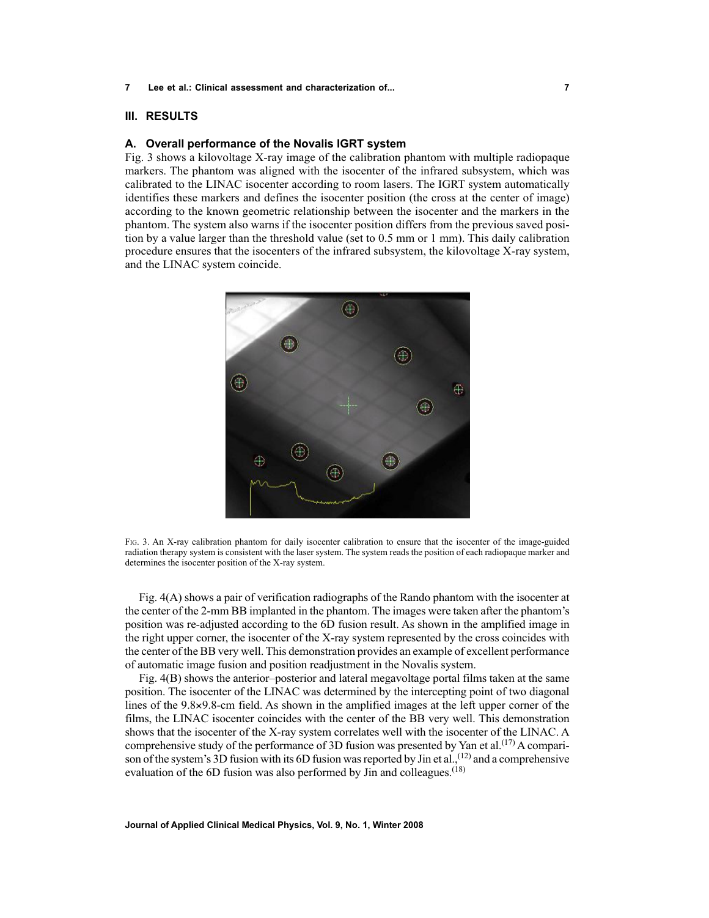## III. RESULTS

### A. Overall performance of the Novalis IGRT system

Fig. 3 shows a kilovoltage X-ray image of the calibration phantom with multiple radiopaque markers. The phantom was aligned with the isocenter of the infrared subsystem, which was calibrated to the LINAC isocenter according to room lasers. The IGRT system automatically identifies these markers and defines the isocenter position (the cross at the center of image) according to the known geometric relationship between the isocenter and the markers in the phantom. The system also warns if the isocenter position differs from the previous saved position by a value larger than the threshold value (set to 0.5 mm or 1 mm). This daily calibration procedure ensures that the isocenters of the infrared subsystem, the kilovoltage X-ray system, and the LINAC system coincide.

Fig. 3. An X-ray calibration phantom for daily isocenter calibration to ensure that the isocenter of the image-guided radiation therapy system is consistent with the laser system. The system reads the position of each radiopaque marker and determines the isocenter position of the X-ray system.

Fig. 4(A) shows a pair of verification radiographs of the Rando phantom with the isocenter at the center of the 2-mm BB implanted in the phantom. The images were taken after the phantom's position was re-adjusted according to the 6D fusion result. As shown in the amplified image in the right upper corner, the isocenter of the X-ray system represented by the cross coincides with the center of the BB very well. This demonstration provides an example of excellent performance of automatic image fusion and position readjustment in the Novalis system.

Fig. 4(B) shows the anterior–posterior and lateral megavoltage portal films taken at the same position. The isocenter of the LINAC was determined by the intercepting point of two diagonal lines of the 9.8×9.8-cm field. As shown in the amplified images at the left upper corner of the films, the LINAC isocenter coincides with the center of the BB very well. This demonstration shows that the isocenter of the X-ray system correlates well with the isocenter of the LINAC. A comprehensive study of the performance of 3D fusion was presented by Yan et al.[17] A comparison of the system's 3D fusion with its 6D fusion was reported by Jin et al.,[12] and a comprehensive evaluation of the 6D fusion was also performed by Jin and colleagues.[18]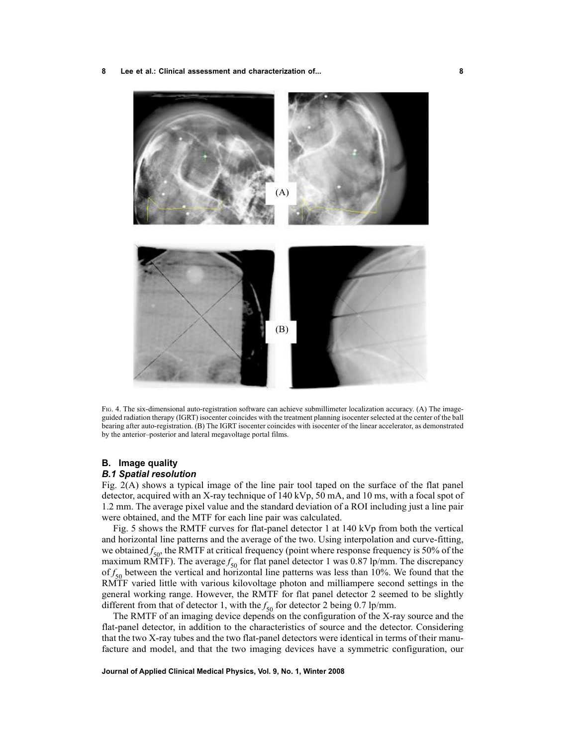Fig. 4. The six-dimensional auto-registration software can achieve submillimeter localization accuracy. (A) The image-guided radiation therapy (IGRT) isocenter coincides with the treatment planning isocenter selected at the center of the ball bearing after auto-registration. (B) The IGRT isocenter coincides with isocenter of the linear accelerator, as demonstrated by the anterior–posterior and lateral megavoltage portal films.

## B. Image quality

### *B.1 Spatial resolution*

Fig. 2(A) shows a typical image of the line pair tool taped on the surface of the flat panel detector, acquired with an X-ray technique of 140 kVp, 50 mA, and 10 ms, with a focal spot of 1.2 mm. The average pixel value and the standard deviation of a ROI including just a line pair were obtained, and the MTF for each line pair was calculated.

Fig. 5 shows the RMTF curves for flat-panel detector 1 at 140 kVp from both the vertical and horizontal line patterns and the average of the two. Using interpolation and curve-fitting, we obtained $f_{50}$, the RMTF at critical frequency (point where response frequency is 50% of the maximum RMTF). The average $f_{50}$ for flat panel detector 1 was 0.87 lp/mm. The discrepancy of $f_{50}$ between the vertical and horizontal line patterns was less than 10%. We found that the RMTF varied little with various kilovoltage photon and milliampere second settings in the general working range. However, the RMTF for flat panel detector 2 seemed to be slightly different from that of detector 1, with the $f_{50}$ for detector 2 being 0.7 lp/mm.

The RMTF of an imaging device depends on the configuration of the X-ray source and the flat-panel detector, in addition to the characteristics of source and the detector. Considering that the two X-ray tubes and the two flat-panel detectors were identical in terms of their manufacture and model, and that the two imaging devices have a symmetric configuration, our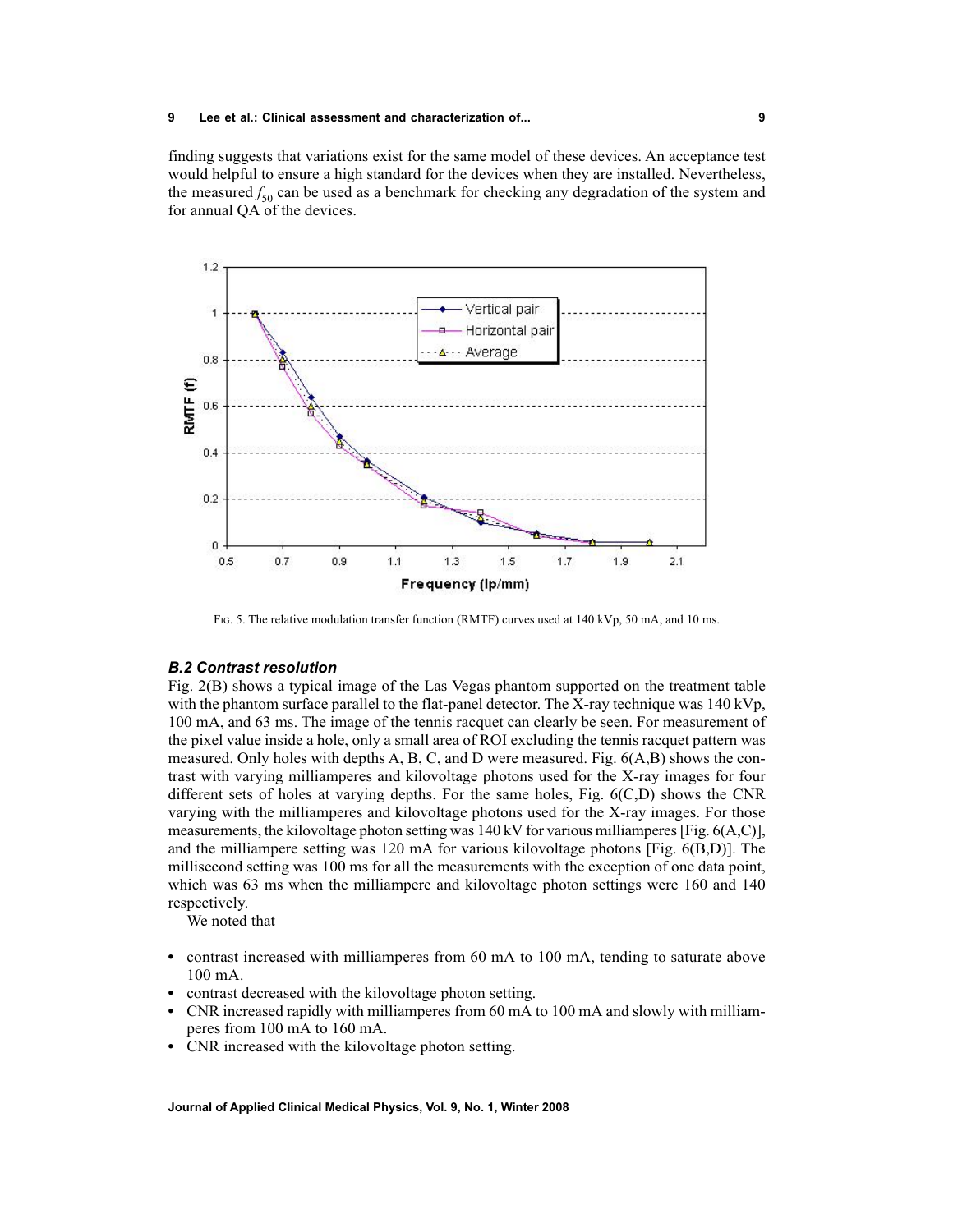finding suggests that variations exist for the same model of these devices. An acceptance test would helpful to ensure a high standard for the devices when they are installed. Nevertheless, the measured $f_{50}$ can be used as a benchmark for checking any degradation of the system and for annual QA of the devices.

Fig. 5. The relative modulation transfer function (RMTF) curves used at 140 kVp, 50 mA, and 10 ms.

### *B.2 Contrast resolution*

Fig. 2(B) shows a typical image of the Las Vegas phantom supported on the treatment table with the phantom surface parallel to the flat-panel detector. The X-ray technique was 140 kVp, 100 mA, and 63 ms. The image of the tennis racquet can clearly be seen. For measurement of the pixel value inside a hole, only a small area of ROI excluding the tennis racquet pattern was measured. Only holes with depths A, B, C, and D were measured. Fig. 6(A,B) shows the contrast with varying milliamperes and kilovoltage photons used for the X-ray images for four different sets of holes at varying depths. For the same holes, Fig. 6(C,D) shows the CNR varying with the milliamperes and kilovoltage photons used for the X-ray images. For those measurements, the kilovoltage photon setting was 140 kV for various milliamperes [Fig. 6(A,C)], and the milliampere setting was 120 mA for various kilovoltage photons [Fig. 6(B,D)]. The millisecond setting was 100 ms for all the measurements with the exception of one data point, which was 63 ms when the milliampere and kilovoltage photon settings were 160 and 140 respectively.

We noted that

- contrast increased with milliamperes from 60 mA to 100 mA, tending to saturate above 100 mA.
- contrast decreased with the kilovoltage photon setting.
- CNR increased rapidly with milliamperes from 60 mA to 100 mA and slowly with milliamperes from 100 mA to 160 mA.
- CNR increased with the kilovoltage photon setting.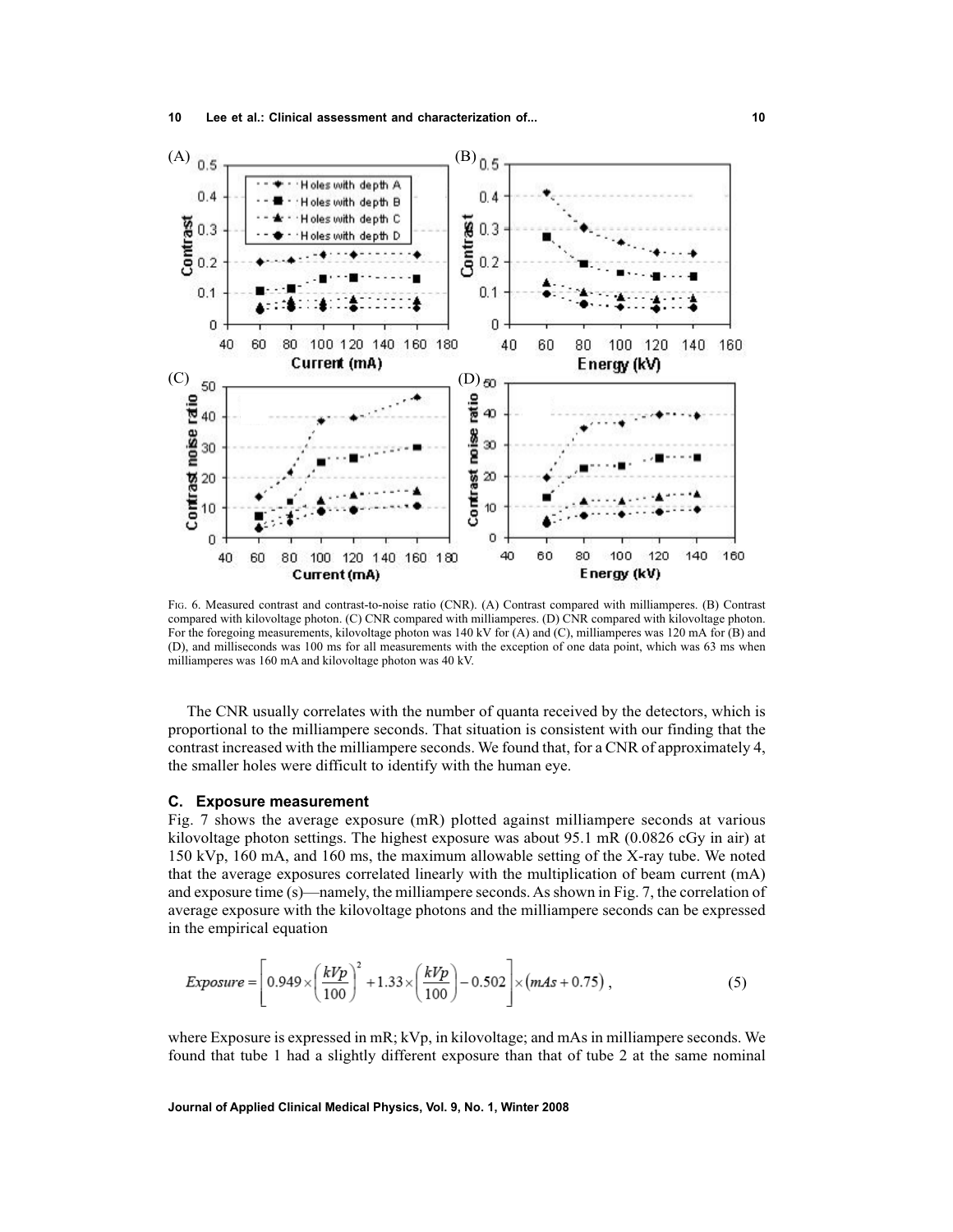FIG. 6. Measured contrast and contrast-to-noise ratio (CNR). (A) Contrast compared with milliamperes. (B) Contrast compared with kilovoltage photon. (C) CNR compared with milliamperes. (D) CNR compared with kilovoltage photon. For the foregoing measurements, kilovoltage photon was 140 kV for (A) and (C), milliamperes was 120 mA for (B) and (D), and milliseconds was 100 ms for all measurements with the exception of one data point, which was 63 ms when milliamperes was 160 mA and kilovoltage photon was 40 kV.

The CNR usually correlates with the number of quanta received by the detectors, which is proportional to the milliampere seconds. That situation is consistent with our finding that the contrast increased with the milliampere seconds. We found that, for a CNR of approximately 4, the smaller holes were difficult to identify with the human eye.

### C. Exposure measurement

Fig. 7 shows the average exposure (mR) plotted against milliampere seconds at various kilovoltage photon settings. The highest exposure was about 95.1 mR (0.0826 cGy in air) at 150 kVp, 160 mA, and 160 ms, the maximum allowable setting of the X-ray tube. We noted that the average exposures correlated linearly with the multiplication of beam current (mA) and exposure time (s)—namely, the milliampere seconds. As shown in Fig. 7, the correlation of average exposure with the kilovoltage photons and the milliampere seconds can be expressed in the empirical equation

$$Exposure = \left[ 0.949 \times \left( \frac{kVp}{100} \right)^2 + 1.33 \times \left( \frac{kVp}{100} \right) - 0.502 \right] \times (mAs + 0.75) , \tag{5}$$

where Exposure is expressed in mR; kVp, in kilovoltage; and mAs in milliampere seconds. We found that tube 1 had a slightly different exposure than that of tube 2 at the same nominal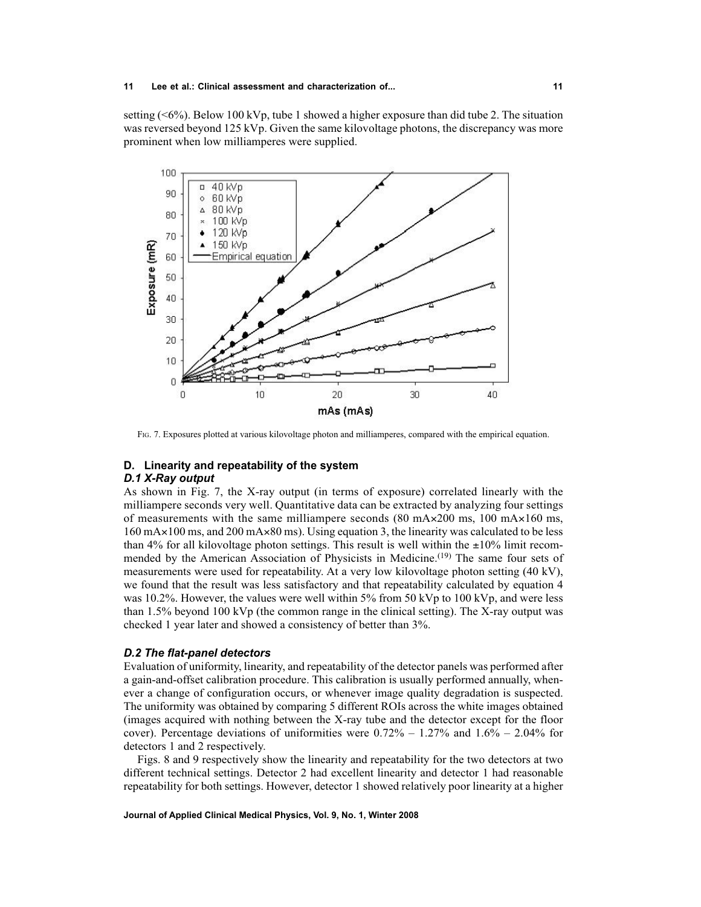setting (<6%). Below 100 kVp, tube 1 showed a higher exposure than did tube 2. The situation was reversed beyond 125 kVp. Given the same kilovoltage photons, the discrepancy was more prominent when low milliamperes were supplied.

Fig. 7. Exposures plotted at various kilovoltage photon and milliamperes, compared with the empirical equation.

## D. Linearity and repeatability of the system

### *D.1 X-Ray output*

As shown in Fig. 7, the X-ray output (in terms of exposure) correlated linearly with the milliampere seconds very well. Quantitative data can be extracted by analyzing four settings of measurements with the same milliampere seconds (80 mA×200 ms, 100 mA×160 ms, 160 mA×100 ms, and 200 mA×80 ms). Using equation 3, the linearity was calculated to be less than 4% for all kilovoltage photon settings. This result is well within the ±10% limit recommended by the American Association of Physicists in Medicine.[19] The same four sets of measurements were used for repeatability. At a very low kilovoltage photon setting (40 kV), we found that the result was less satisfactory and that repeatability calculated by equation 4 was 10.2%. However, the values were well within 5% from 50 kVp to 100 kVp, and were less than 1.5% beyond 100 kVp (the common range in the clinical setting). The X-ray output was checked 1 year later and showed a consistency of better than 3%.

### *D.2 The flat-panel detectors*

Evaluation of uniformity, linearity, and repeatability of the detector panels was performed after a gain-and-offset calibration procedure. This calibration is usually performed annually, whenever a change of configuration occurs, or whenever image quality degradation is suspected. The uniformity was obtained by comparing 5 different ROIs across the white images obtained (images acquired with nothing between the X-ray tube and the detector except for the floor cover). Percentage deviations of uniformities were 0.72% – 1.27% and 1.6% – 2.04% for detectors 1 and 2 respectively.

Figs. 8 and 9 respectively show the linearity and repeatability for the two detectors at two different technical settings. Detector 2 had excellent linearity and detector 1 had reasonable repeatability for both settings. However, detector 1 showed relatively poor linearity at a higher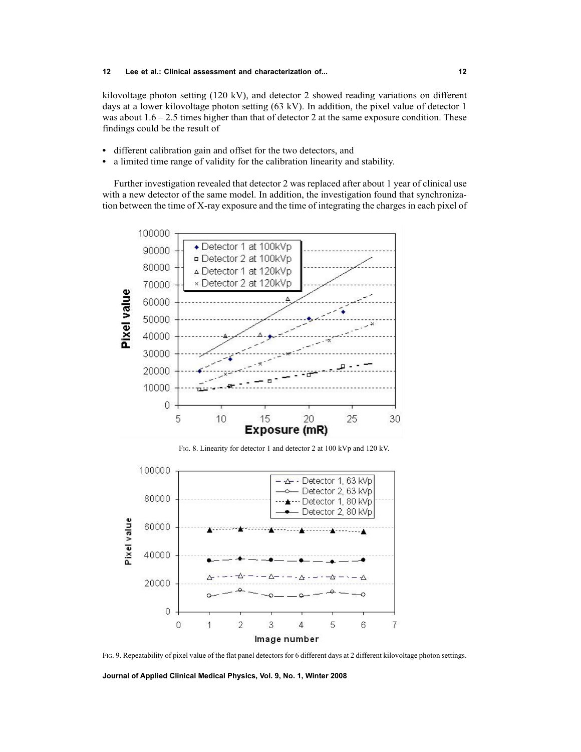kilovoltage photon setting (120 kV), and detector 2 showed reading variations on different days at a lower kilovoltage photon setting (63 kV). In addition, the pixel value of detector 1 was about 1.6 – 2.5 times higher than that of detector 2 at the same exposure condition. These findings could be the result of

- different calibration gain and offset for the two detectors, and
- a limited time range of validity for the calibration linearity and stability.

Further investigation revealed that detector 2 was replaced after about 1 year of clinical use with a new detector of the same model. In addition, the investigation found that synchronization between the time of X-ray exposure and the time of integrating the charges in each pixel of

FIG. 8. Linearity for detector 1 and detector 2 at 100 kVp and 120 kV.

FIG. 9. Repeatability of pixel value of the flat panel detectors for 6 different days at 2 different kilovoltage photon settings.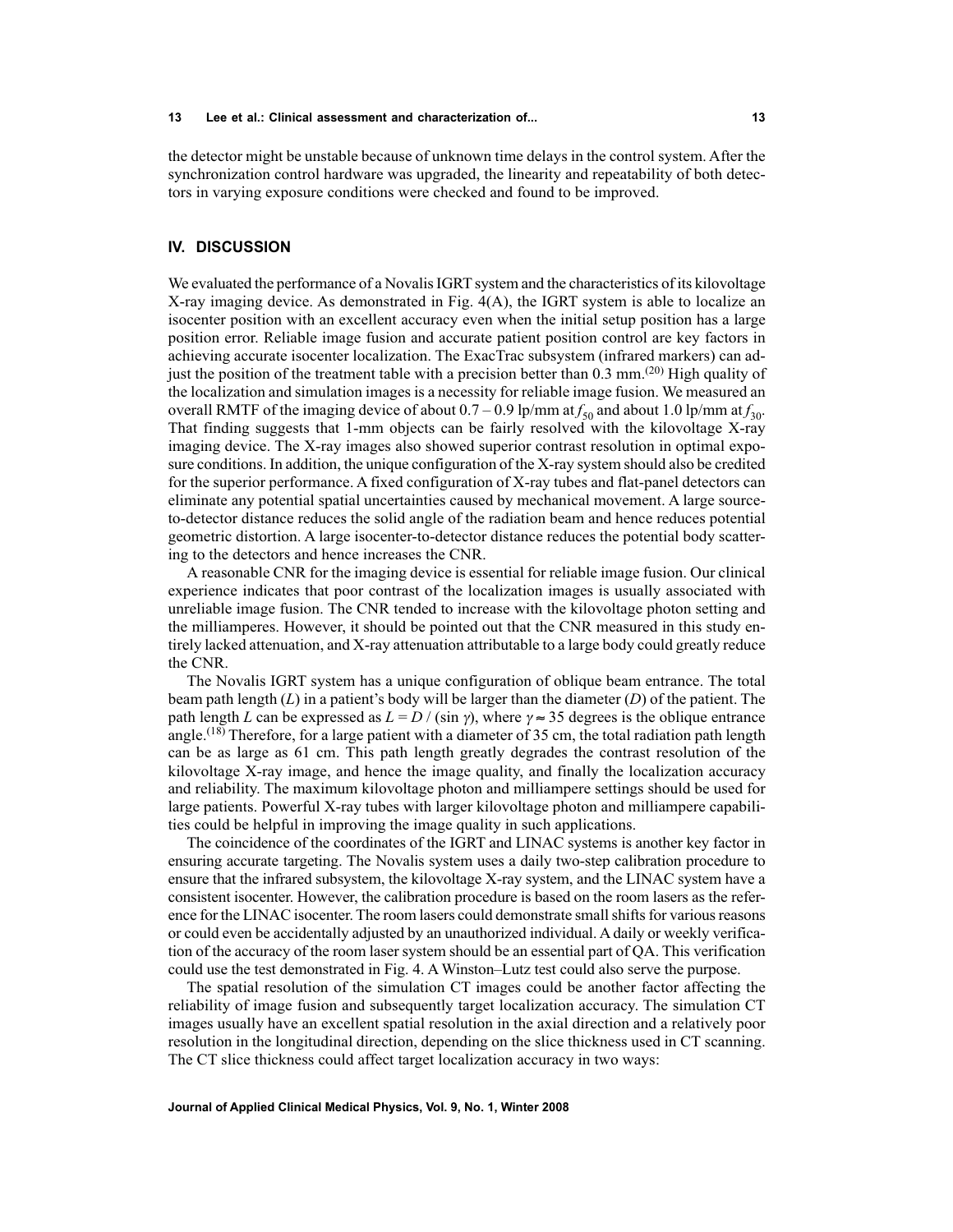the detector might be unstable because of unknown time delays in the control system. After the synchronization control hardware was upgraded, the linearity and repeatability of both detectors in varying exposure conditions were checked and found to be improved.

## IV. DISCUSSION

We evaluated the performance of a Novalis IGRT system and the characteristics of its kilovoltage X-ray imaging device. As demonstrated in Fig. 4(A), the IGRT system is able to localize an isocenter position with an excellent accuracy even when the initial setup position has a large position error. Reliable image fusion and accurate patient position control are key factors in achieving accurate isocenter localization. The ExacTrac subsystem (infrared markers) can adjust the position of the treatment table with a precision better than 0.3 mm.[20] High quality of the localization and simulation images is a necessity for reliable image fusion. We measured an overall RMTF of the imaging device of about 0.7 – 0.9 lp/mm at $f_{50}$ and about 1.0 lp/mm at $f_{30}$. That finding suggests that 1-mm objects can be fairly resolved with the kilovoltage X-ray imaging device. The X-ray images also showed superior contrast resolution in optimal exposure conditions. In addition, the unique configuration of the X-ray system should also be credited for the superior performance. A fixed configuration of X-ray tubes and flat-panel detectors can eliminate any potential spatial uncertainties caused by mechanical movement. A large source-to-detector distance reduces the solid angle of the radiation beam and hence reduces potential geometric distortion. A large isocenter-to-detector distance reduces the potential body scattering to the detectors and hence increases the CNR.

A reasonable CNR for the imaging device is essential for reliable image fusion. Our clinical experience indicates that poor contrast of the localization images is usually associated with unreliable image fusion. The CNR tended to increase with the kilovoltage photon setting and the milliamperes. However, it should be pointed out that the CNR measured in this study entirely lacked attenuation, and X-ray attenuation attributable to a large body could greatly reduce the CNR.

The Novalis IGRT system has a unique configuration of oblique beam entrance. The total beam path length ($L$) in a patient's body will be larger than the diameter ($D$) of the patient. The path length $L$ can be expressed as $L = D / (\sin \gamma)$, where $\gamma \approx 35$ degrees is the oblique entrance angle.[18] Therefore, for a large patient with a diameter of 35 cm, the total radiation path length can be as large as 61 cm. This path length greatly degrades the contrast resolution of the kilovoltage X-ray image, and hence the image quality, and finally the localization accuracy and reliability. The maximum kilovoltage photon and milliampere settings should be used for large patients. Powerful X-ray tubes with larger kilovoltage photon and milliampere capabilities could be helpful in improving the image quality in such applications.

The coincidence of the coordinates of the IGRT and LINAC systems is another key factor in ensuring accurate targeting. The Novalis system uses a daily two-step calibration procedure to ensure that the infrared subsystem, the kilovoltage X-ray system, and the LINAC system have a consistent isocenter. However, the calibration procedure is based on the room lasers as the reference for the LINAC isocenter. The room lasers could demonstrate small shifts for various reasons or could even be accidentally adjusted by an unauthorized individual. A daily or weekly verification of the accuracy of the room laser system should be an essential part of QA. This verification could use the test demonstrated in Fig. 4. A Winston–Lutz test could also serve the purpose.

The spatial resolution of the simulation CT images could be another factor affecting the reliability of image fusion and subsequently target localization accuracy. The simulation CT images usually have an excellent spatial resolution in the axial direction and a relatively poor resolution in the longitudinal direction, depending on the slice thickness used in CT scanning. The CT slice thickness could affect target localization accuracy in two ways: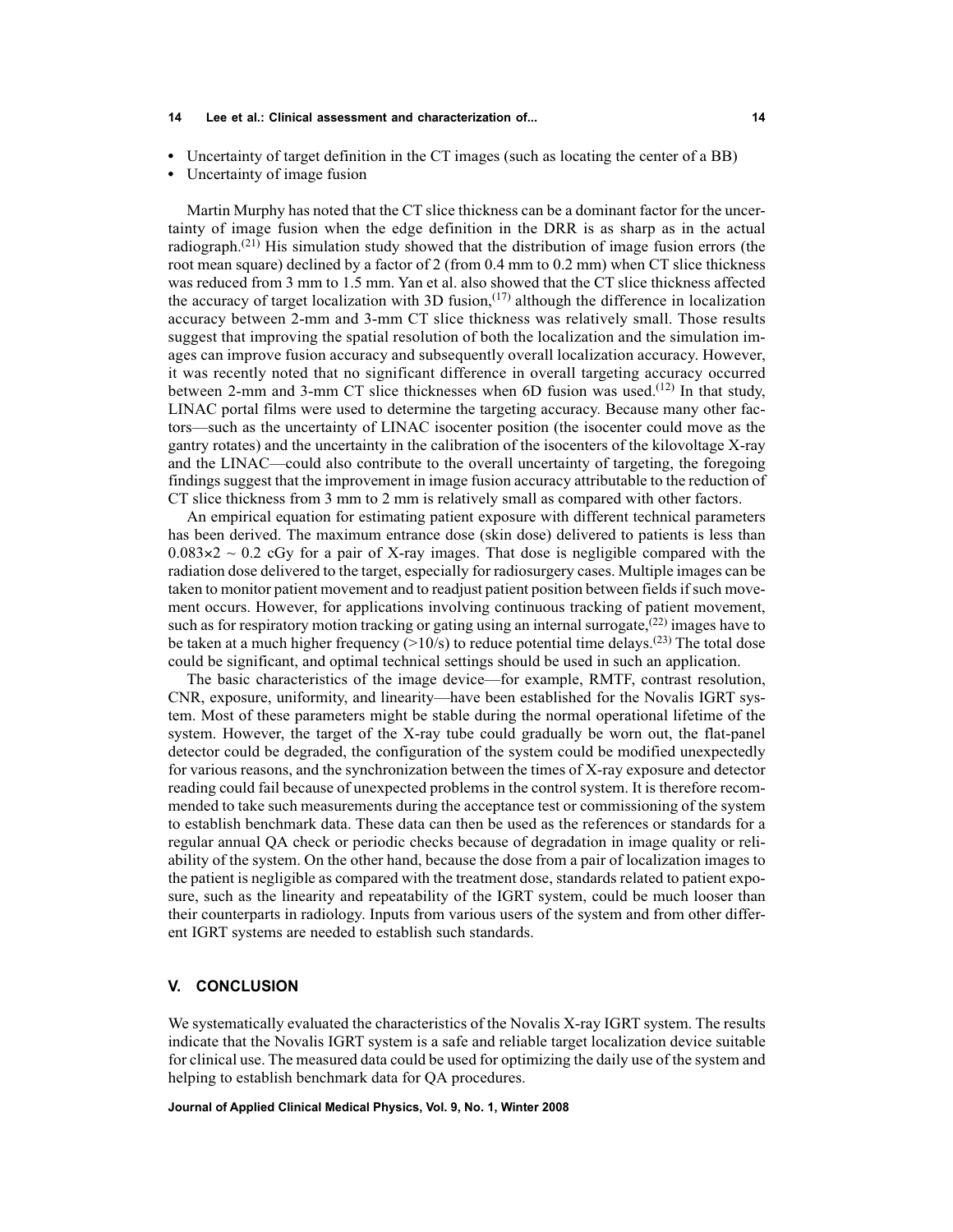- Uncertainty of target definition in the CT images (such as locating the center of a BB)
- Uncertainty of image fusion

Martin Murphy has noted that the CT slice thickness can be a dominant factor for the uncertainty of image fusion when the edge definition in the DRR is as sharp as in the actual radiograph.[21] His simulation study showed that the distribution of image fusion errors (the root mean square) declined by a factor of 2 (from 0.4 mm to 0.2 mm) when CT slice thickness was reduced from 3 mm to 1.5 mm. Yan et al. also showed that the CT slice thickness affected the accuracy of target localization with 3D fusion,[17] although the difference in localization accuracy between 2-mm and 3-mm CT slice thickness was relatively small. Those results suggest that improving the spatial resolution of both the localization and the simulation images can improve fusion accuracy and subsequently overall localization accuracy. However, it was recently noted that no significant difference in overall targeting accuracy occurred between 2-mm and 3-mm CT slice thicknesses when 6D fusion was used.[12] In that study, LINAC portal films were used to determine the targeting accuracy. Because many other factors—such as the uncertainty of LINAC isocenter position (the isocenter could move as the gantry rotates) and the uncertainty in the calibration of the isocenters of the kilovoltage X-ray and the LINAC—could also contribute to the overall uncertainty of targeting, the foregoing findings suggest that the improvement in image fusion accuracy attributable to the reduction of CT slice thickness from 3 mm to 2 mm is relatively small as compared with other factors.

An empirical equation for estimating patient exposure with different technical parameters has been derived. The maximum entrance dose (skin dose) delivered to patients is less than $0.083 \times 2 \sim 0.2$ cGy for a pair of X-ray images. That dose is negligible compared with the radiation dose delivered to the target, especially for radiosurgery cases. Multiple images can be taken to monitor patient movement and to readjust patient position between fields if such movement occurs. However, for applications involving continuous tracking of patient movement, such as for respiratory motion tracking or gating using an internal surrogate,[22] images have to be taken at a much higher frequency (>10/s) to reduce potential time delays.[23] The total dose could be significant, and optimal technical settings should be used in such an application.

The basic characteristics of the image device—for example, RMTF, contrast resolution, CNR, exposure, uniformity, and linearity—have been established for the Novalis IGRT system. Most of these parameters might be stable during the normal operational lifetime of the system. However, the target of the X-ray tube could gradually be worn out, the flat-panel detector could be degraded, the configuration of the system could be modified unexpectedly for various reasons, and the synchronization between the times of X-ray exposure and detector reading could fail because of unexpected problems in the control system. It is therefore recommended to take such measurements during the acceptance test or commissioning of the system to establish benchmark data. These data can then be used as the references or standards for a regular annual QA check or periodic checks because of degradation in image quality or reliability of the system. On the other hand, because the dose from a pair of localization images to the patient is negligible as compared with the treatment dose, standards related to patient exposure, such as the linearity and repeatability of the IGRT system, could be much looser than their counterparts in radiology. Inputs from various users of the system and from other different IGRT systems are needed to establish such standards.

## V. CONCLUSION

We systematically evaluated the characteristics of the Novalis X-ray IGRT system. The results indicate that the Novalis IGRT system is a safe and reliable target localization device suitable for clinical use. The measured data could be used for optimizing the daily use of the system and helping to establish benchmark data for QA procedures.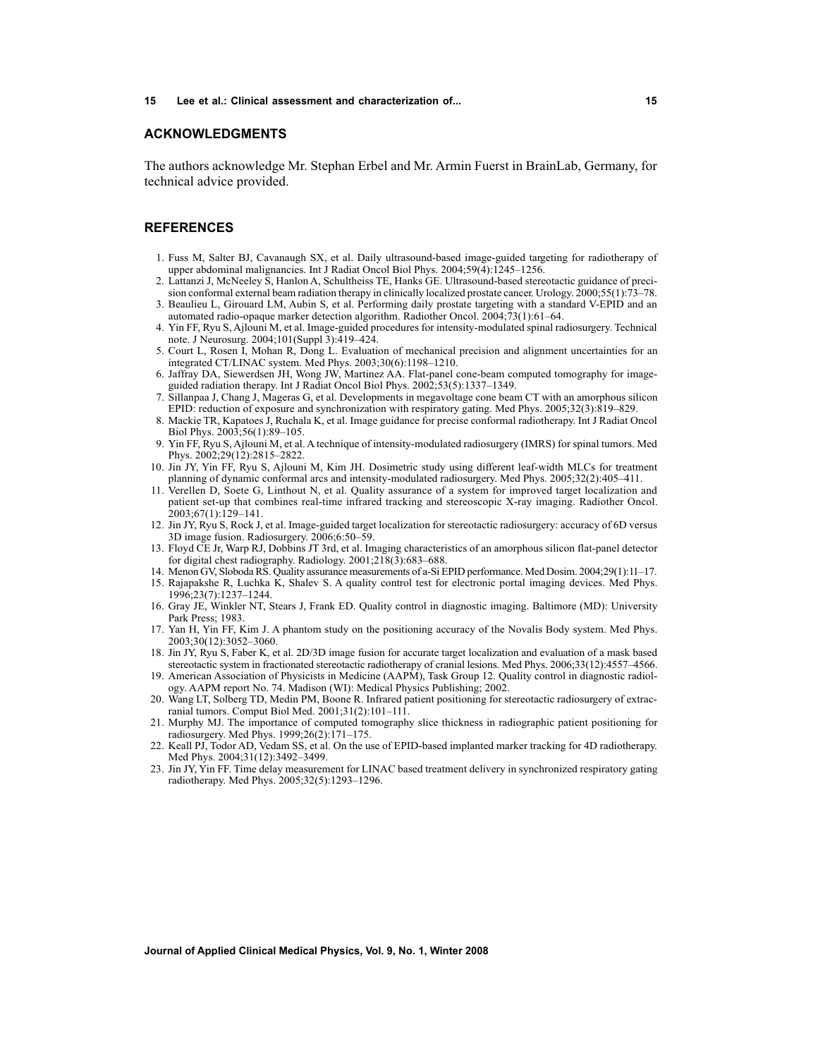## ACKNOWLEDGMENTS

The authors acknowledge Mr. Stephan Erbel and Mr. Armin Fuerst in BrainLab, Germany, for technical advice provided.

## REFERENCES

1. Fuss M, Salter BJ, Cavanaugh SX, et al. Daily ultrasound-based image-guided targeting for radiotherapy of upper abdominal malignancies. Int J Radiat Oncol Biol Phys. 2004;59(4):1245–1256.
2. Lattanzi J, McNeeley S, Hanlon A, Schultheiss TE, Hanks GE. Ultrasound-based stereotactic guidance of precision conformal external beam radiation therapy in clinically localized prostate cancer. Urology. 2000;55(1):73–78.
3. Beaulieu L, Girouard LM, Aubin S, et al. Performing daily prostate targeting with a standard V-EPID and an automated radio-opaque marker detection algorithm. Radiother Oncol. 2004;73(1):61–64.
4. Yin FF, Ryu S, Ajlouni M, et al. Image-guided procedures for intensity-modulated spinal radiosurgery. Technical note. J Neurosurg. 2004;101(Suppl 3):419–424.
5. Court L, Rosen I, Mohan R, Dong L. Evaluation of mechanical precision and alignment uncertainties for an integrated CT/LINAC system. Med Phys. 2003;30(6):1198–1210.
6. Jaffray DA, Siewerdsen JH, Wong JW, Martinez AA. Flat-panel cone-beam computed tomography for image-guided radiation therapy. Int J Radiat Oncol Biol Phys. 2002;53(5):1337–1349.
7. Sillanpaa J, Chang J, Mageras G, et al. Developments in megavoltage cone beam CT with an amorphous silicon EPID: reduction of exposure and synchronization with respiratory gating. Med Phys. 2005;32(3):819–829.
8. Mackie TR, Kapatoes J, Ruchala K, et al. Image guidance for precise conformal radiotherapy. Int J Radiat Oncol Biol Phys. 2003;56(1):89–105.
9. Yin FF, Ryu S, Ajlouni M, et al. A technique of intensity-modulated radiosurgery (IMRS) for spinal tumors. Med Phys. 2002;29(12):2815–2822.
10. Jin JY, Yin FF, Ryu S, Ajlouni M, Kim JH. Dosimetric study using different leaf-width MLCs for treatment planning of dynamic conformal arcs and intensity-modulated radiosurgery. Med Phys. 2005;32(2):405–411.
11. Verellen D, Soete G, Linthout N, et al. Quality assurance of a system for improved target localization and patient set-up that combines real-time infrared tracking and stereoscopic X-ray imaging. Radiother Oncol. 2003;67(1):129–141.
12. Jin JY, Ryu S, Rock J, et al. Image-guided target localization for stereotactic radiosurgery: accuracy of 6D versus 3D image fusion. Radiosurgery. 2006;6:50–59.
13. Floyd CE Jr, Warp RJ, Dobbins JT 3rd, et al. Imaging characteristics of an amorphous silicon flat-panel detector for digital chest radiography. Radiology. 2001;218(3):683–688.
14. Menon GV, Sloboda RS. Quality assurance measurements of a-Si EPID performance. Med Dosim. 2004;29(1):11–17.
15. Rajapakshe R, Luchka K, Shalev S. A quality control test for electronic portal imaging devices. Med Phys. 1996;23(7):1237–1244.
16. Gray JE, Winkler NT, Stears J, Frank ED. Quality control in diagnostic imaging. Baltimore (MD): University Park Press; 1983.
17. Yan H, Yin FF, Kim J. A phantom study on the positioning accuracy of the Novalis Body system. Med Phys. 2003;30(12):3052–3060.
18. Jin JY, Ryu S, Faber K, et al. 2D/3D image fusion for accurate target localization and evaluation of a mask based stereotactic system in fractionated stereotactic radiotherapy of cranial lesions. Med Phys. 2006;33(12):4557–4566.
19. American Association of Physicists in Medicine (AAPM), Task Group 12. Quality control in diagnostic radiology. AAPM report No. 74. Madison (WI): Medical Physics Publishing; 2002.
20. Wang LT, Solberg TD, Medin PM, Boone R. Infrared patient positioning for stereotactic radiosurgery of extracranial tumors. Comput Biol Med. 2001;31(2):101–111.
21. Murphy MJ. The importance of computed tomography slice thickness in radiographic patient positioning for radiosurgery. Med Phys. 1999;26(2):171–175.
22. Keall PJ, Todor AD, Vedam SS, et al. On the use of EPID-based implanted marker tracking for 4D radiotherapy. Med Phys. 2004;31(12):3492–3499.
23. Jin JY, Yin FF. Time delay measurement for LINAC based treatment delivery in synchronized respiratory gating radiotherapy. Med Phys. 2005;32(5):1293–1296.